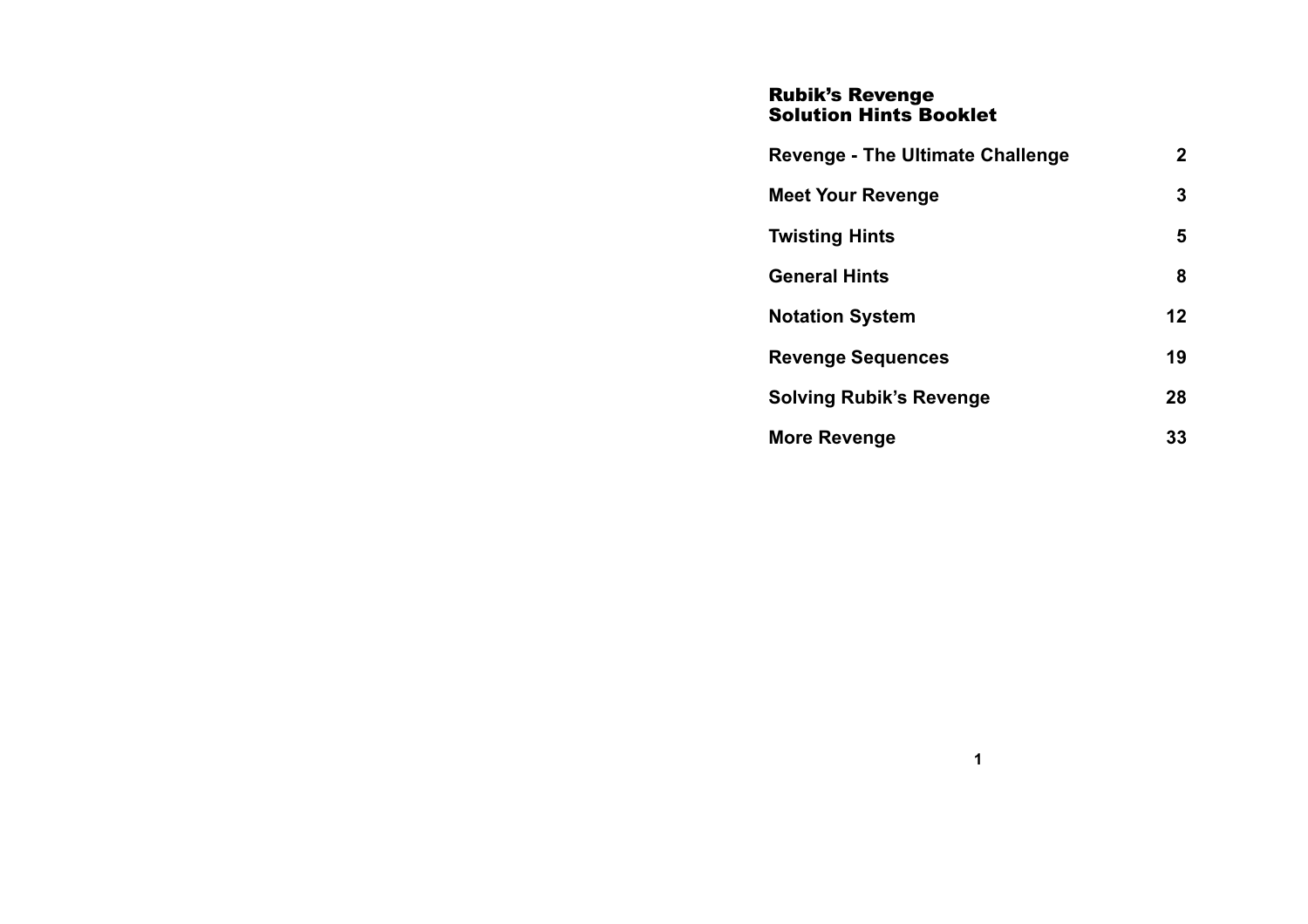# Rubik's Revenge
# Solution Hints Booklet

| | |
|---|---|
| **Revenge - The Ultimate Challenge** | **2** |
| **Meet Your Revenge** | **3** |
| **Twisting Hints** | **5** |
| **General Hints** | **8** |
| **Notation System** | **12** |
| **Revenge Sequences** | **19** |
| **Solving Rubik's Revenge** | **28** |
| **More Revenge** | **33** |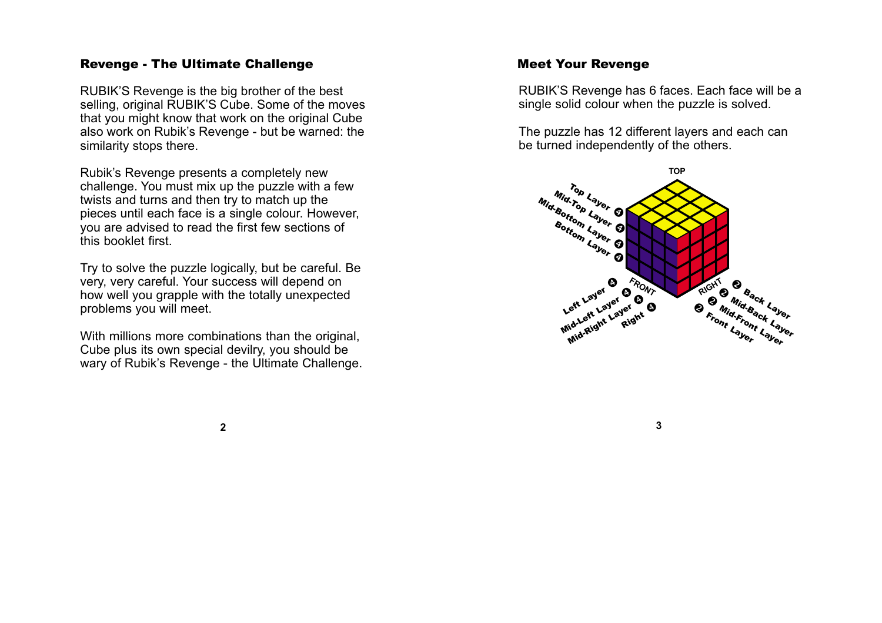## Revenge - The Ultimate Challenge

RUBIK'S Revenge is the big brother of the best selling, original RUBIK'S Cube. Some of the moves that you might know that work on the original Cube also work on Rubik's Revenge - but be warned: the similarity stops there.

Rubik's Revenge presents a completely new challenge. You must mix up the puzzle with a few twists and turns and then try to match up the pieces until each face is a single colour. However, you are advised to read the first few sections of this booklet first.

Try to solve the puzzle logically, but be careful. Be very, very careful. Your success will depend on how well you grapple with the totally unexpected problems you will meet.

With millions more combinations than the original, Cube plus its own special devilry, you should be wary of Rubik's Revenge - the Ultimate Challenge.

## Meet Your Revenge

RUBIK'S Revenge has 6 faces. Each face will be a single solid colour when the puzzle is solved.

The puzzle has 12 different layers and each can be turned independently of the others.

TOP

Top Layer
Mid-Top Layer
Mid-Bottom Layer
Bottom Layer

FRONT

Left Layer
Mid-Left Layer
Mid-Right Layer
Right

RIGHT

Back Layer
Mid-Back Layer
Mid-Front Layer
Front Layer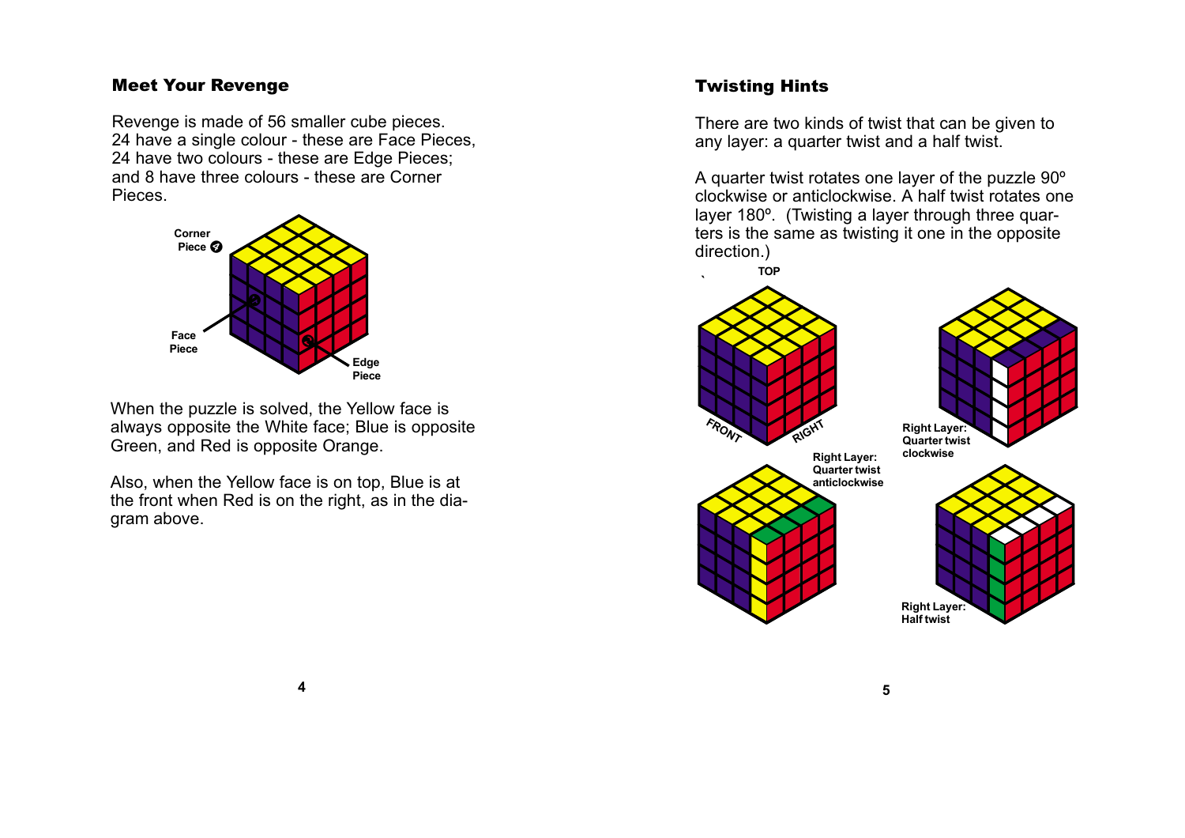## Meet Your Revenge

Revenge is made of 56 smaller cube pieces. 24 have a single colour - these are Face Pieces, 24 have two colours - these are Edge Pieces; and 8 have three colours - these are Corner Pieces.

Corner Piece

Face Piece

Edge Piece

When the puzzle is solved, the Yellow face is always opposite the White face; Blue is opposite Green, and Red is opposite Orange.

Also, when the Yellow face is on top, Blue is at the front when Red is on the right, as in the diagram above.

## Twisting Hints

There are two kinds of twist that can be given to any layer: a quarter twist and a half twist.

A quarter twist rotates one layer of the puzzle 90º clockwise or anticlockwise. A half twist rotates one layer 180º. (Twisting a layer through three quarters is the same as twisting it one in the opposite direction.)

TOP

FRONT

RIGHT

Right Layer: Quarter twist clockwise

Right Layer: Quarter twist anticlockwise

Right Layer: Half twist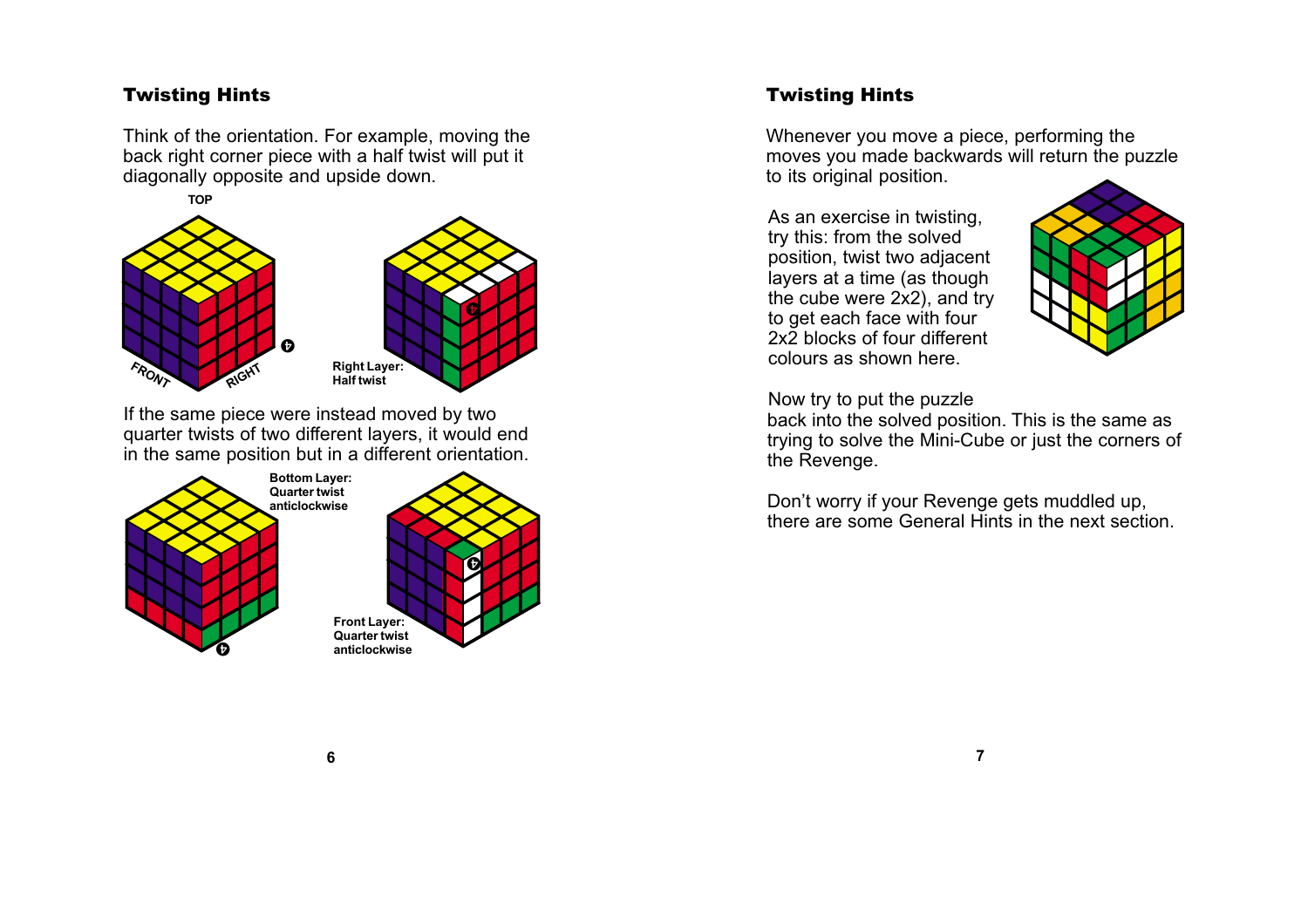## Twisting Hints

Think of the orientation. For example, moving the back right corner piece with a half twist will put it diagonally opposite and upside down.

TOP

FRONT RIGHT

**Right Layer: Half twist**

If the same piece were instead moved by two quarter twists of two different layers, it would end in the same position but in a different orientation.

**Bottom Layer: Quarter twist anticlockwise**

**Front Layer: Quarter twist anticlockwise**

## Twisting Hints

Whenever you move a piece, performing the moves you made backwards will return the puzzle to its original position.

As an exercise in twisting, try this: from the solved position, twist two adjacent layers at a time (as though the cube were 2x2), and try to get each face with four 2x2 blocks of four different colours as shown here.

Now try to put the puzzle back into the solved position. This is the same as trying to solve the Mini-Cube or just the corners of the Revenge.

Don't worry if your Revenge gets muddled up, there are some General Hints in the next section.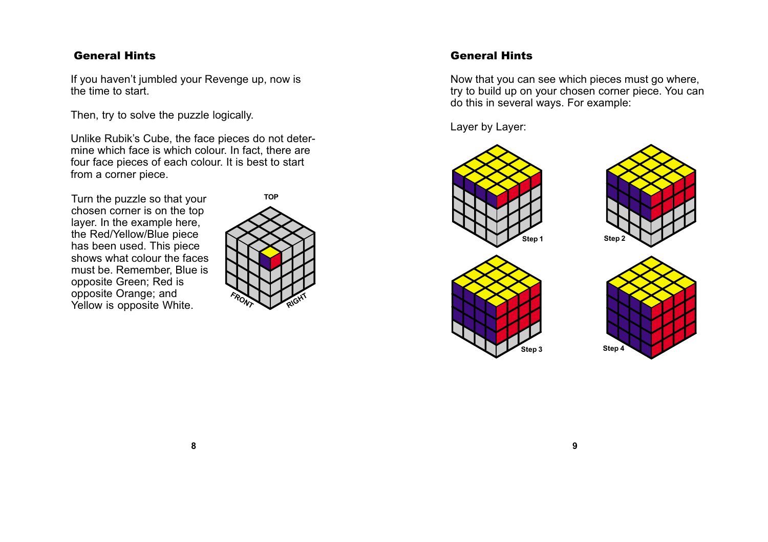## General Hints

If you haven't jumbled your Revenge up, now is the time to start.

Then, try to solve the puzzle logically.

Unlike Rubik's Cube, the face pieces do not determine which face is which colour. In fact, there are four face pieces of each colour. It is best to start from a corner piece.

Turn the puzzle so that your chosen corner is on the top layer. In the example here, the Red/Yellow/Blue piece has been used. This piece shows what colour the faces must be. Remember, Blue is opposite Green; Red is opposite Orange; and Yellow is opposite White.

## General Hints

Now that you can see which pieces must go where, try to build up on your chosen corner piece. You can do this in several ways. For example:

Layer by Layer:

Step 1

Step 2

Step 3

Step 4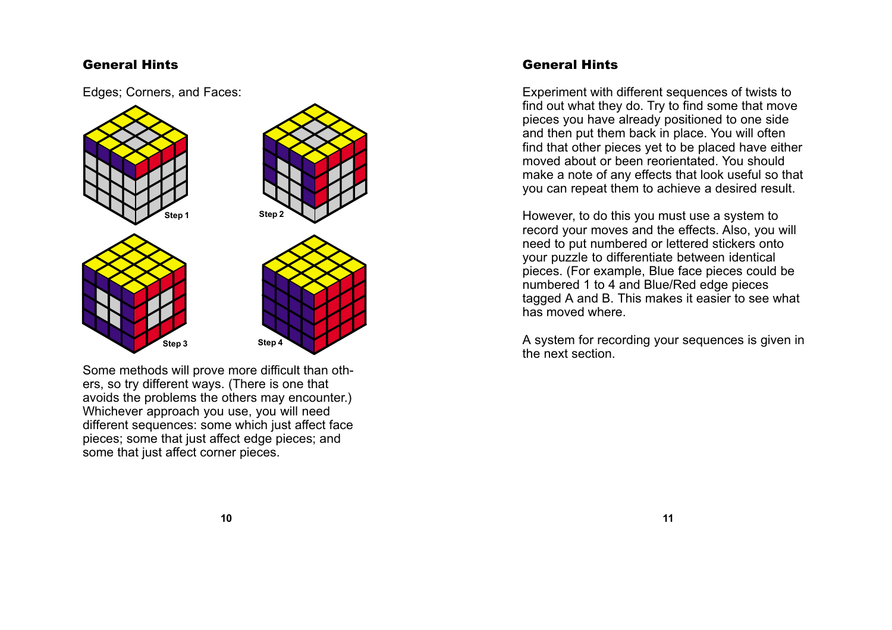## General Hints

Edges; Corners, and Faces:

Step 1

Step 2

Step 3

Step 4

Some methods will prove more difficult than others, so try different ways. (There is one that avoids the problems the others may encounter.) Whichever approach you use, you will need different sequences: some which just affect face pieces; some that just affect edge pieces; and some that just affect corner pieces.

## General Hints

Experiment with different sequences of twists to find out what they do. Try to find some that move pieces you have already positioned to one side and then put them back in place. You will often find that other pieces yet to be placed have either moved about or been reorientated. You should make a note of any effects that look useful so that you can repeat them to achieve a desired result.

However, to do this you must use a system to record your moves and the effects. Also, you will need to put numbered or lettered stickers onto your puzzle to differentiate between identical pieces. (For example, Blue face pieces could be numbered 1 to 4 and Blue/Red edge pieces tagged A and B. This makes it easier to see what has moved where.

A system for recording your sequences is given in the next section.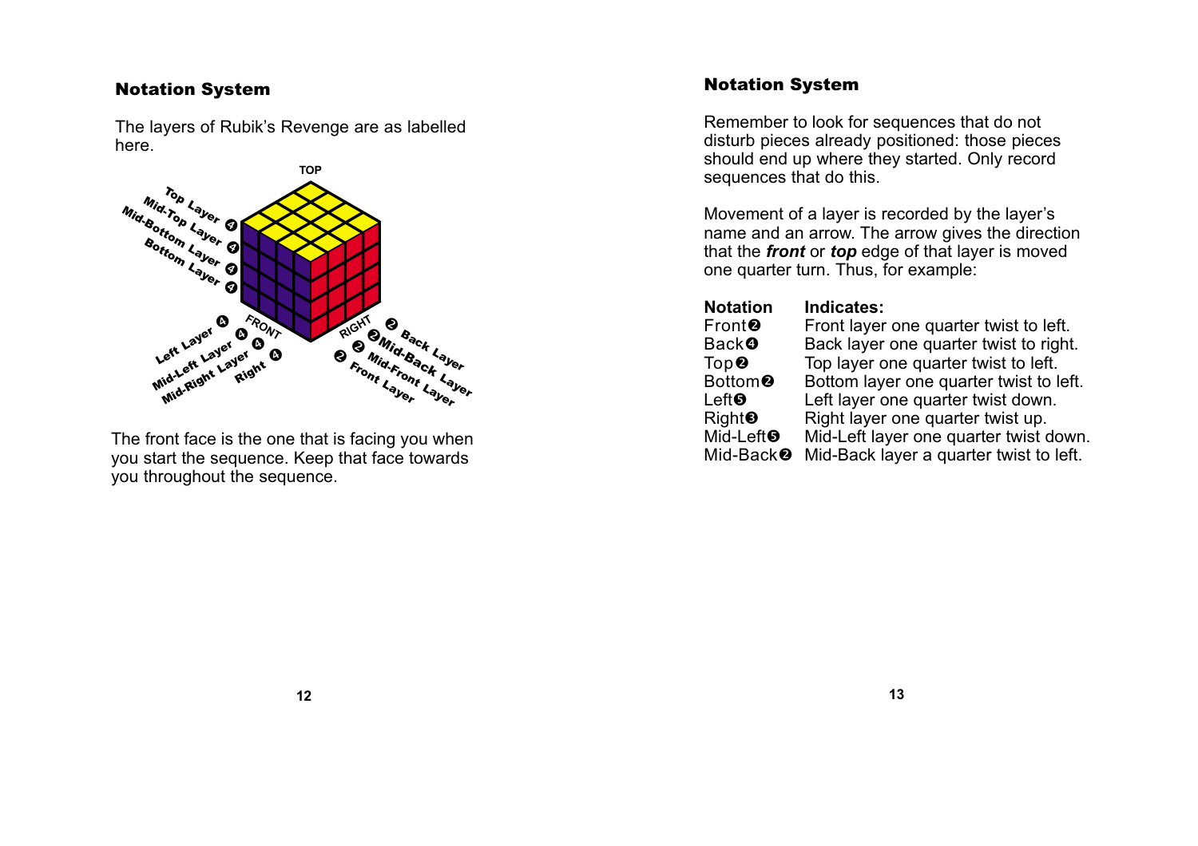## Notation System

The layers of Rubik's Revenge are as labelled here.

The front face is the one that is facing you when you start the sequence. Keep that face towards you throughout the sequence.

## Notation System

Remember to look for sequences that do not disturb pieces already positioned: those pieces should end up where they started. Only record sequences that do this.

Movement of a layer is recorded by the layer's name and an arrow. The arrow gives the direction that the ***front*** or ***top*** edge of that layer is moved one quarter turn. Thus, for example:

| Notation | Indicates: |
|---|---|
| Front❷ | Front layer one quarter twist to left. |
| Back❹ | Back layer one quarter twist to right. |
| Top❷ | Top layer one quarter twist to left. |
| Bottom❷ | Bottom layer one quarter twist to left. |
| Left❺ | Left layer one quarter twist down. |
| Right❸ | Right layer one quarter twist up. |
| Mid-Left❺ | Mid-Left layer one quarter twist down. |
| Mid-Back❷ | Mid-Back layer a quarter twist to left. |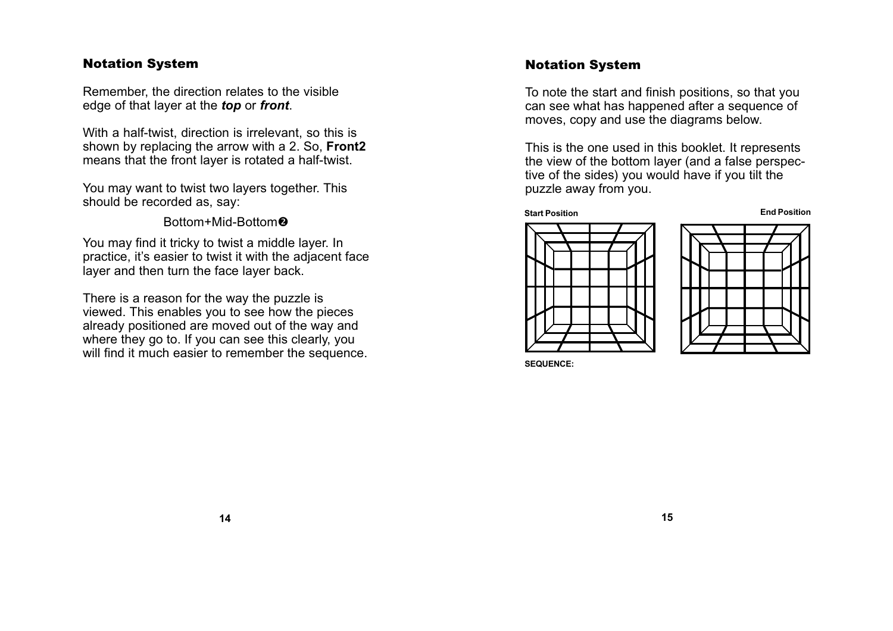## Notation System

Remember, the direction relates to the visible edge of that layer at the ***top*** or ***front***.

With a half-twist, direction is irrelevant, so this is shown by replacing the arrow with a 2. So, **Front2** means that the front layer is rotated a half-twist.

You may want to twist two layers together. This should be recorded as, say:

Bottom+Mid-Bottom❷

You may find it tricky to twist a middle layer. In practice, it's easier to twist it with the adjacent face layer and then turn the face layer back.

There is a reason for the way the puzzle is viewed. This enables you to see how the pieces already positioned are moved out of the way and where they go to. If you can see this clearly, you will find it much easier to remember the sequence.

## Notation System

To note the start and finish positions, so that you can see what has happened after a sequence of moves, copy and use the diagrams below.

This is the one used in this booklet. It represents the view of the bottom layer (and a false perspective of the sides) you would have if you tilt the puzzle away from you.

**Start Position**

**End Position**

**SEQUENCE:**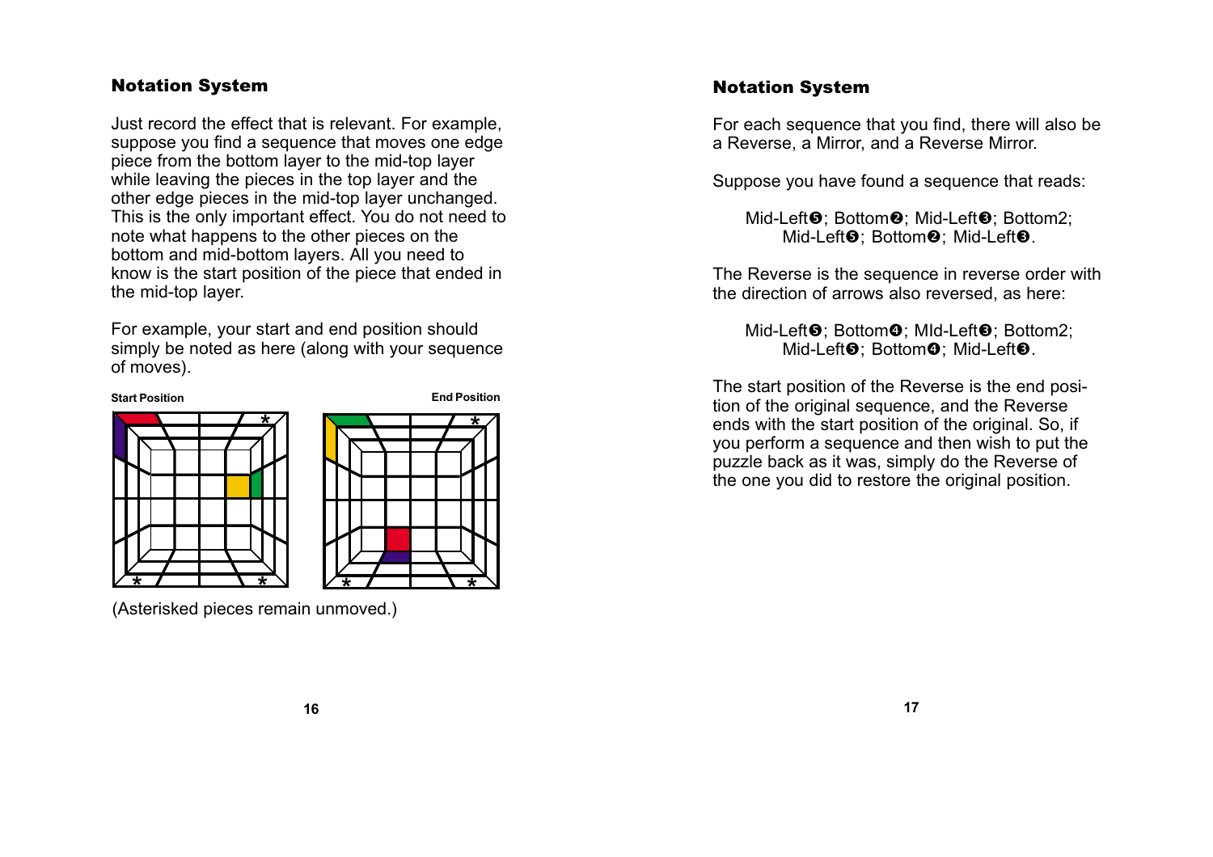## Notation System

Just record the effect that is relevant. For example, suppose you find a sequence that moves one edge piece from the bottom layer to the mid-top layer while leaving the pieces in the top layer and the other edge pieces in the mid-top layer unchanged. This is the only important effect. You do not need to note what happens to the other pieces on the bottom and mid-bottom layers. All you need to know is the start position of the piece that ended in the mid-top layer.

For example, your start and end position should simply be noted as here (along with your sequence of moves).

**Start Position** **End Position**

(Asterisked pieces remain unmoved.)

## Notation System

For each sequence that you find, there will also be a Reverse, a Mirror, and a Reverse Mirror.

Suppose you have found a sequence that reads:

> Mid-Left❺; Bottom❷; Mid-Left❸; Bottom2;
> Mid-Left❺; Bottom❷; Mid-Left❸.

The Reverse is the sequence in reverse order with the direction of arrows also reversed, as here:

> Mid-Left❺; Bottom❹; MId-Left❸; Bottom2;
> Mid-Left❺; Bottom❹; Mid-Left❸.

The start position of the Reverse is the end position of the original sequence, and the Reverse ends with the start position of the original. So, if you perform a sequence and then wish to put the puzzle back as it was, simply do the Reverse of the one you did to restore the original position.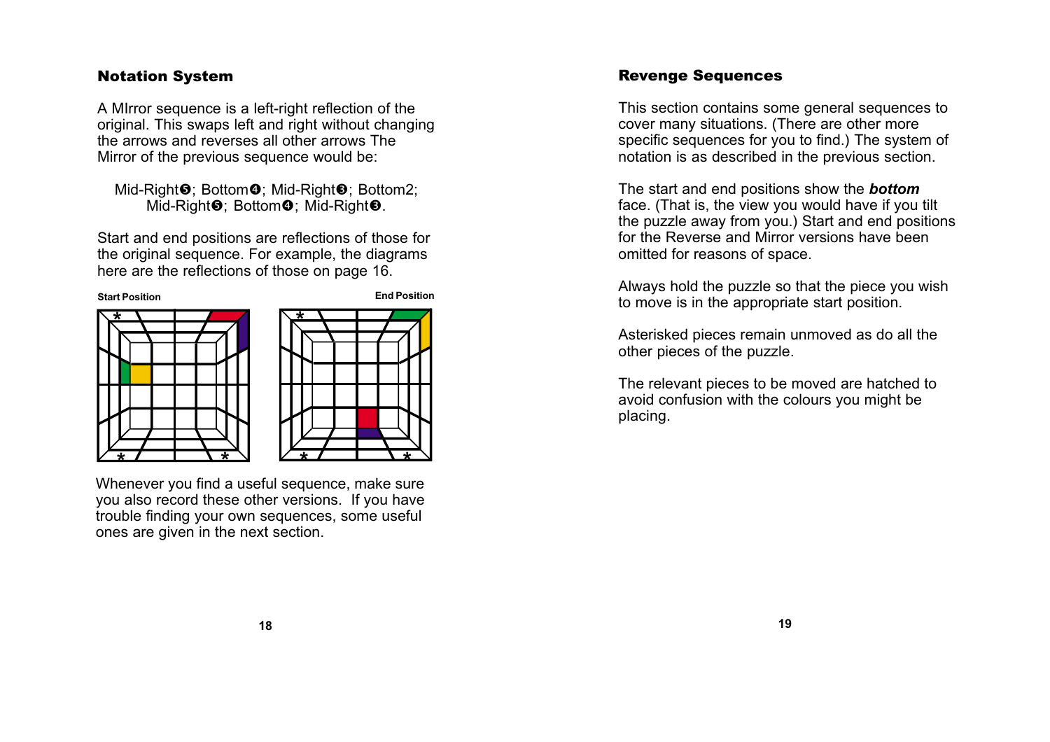## Notation System

A MIrror sequence is a left-right reflection of the original. This swaps left and right without changing the arrows and reverses all other arrows The Mirror of the previous sequence would be:

> Mid-Right❺; Bottom❹; Mid-Right❸; Bottom2; Mid-Right❺; Bottom❹; Mid-Right❸.

Start and end positions are reflections of those for the original sequence. For example, the diagrams here are the reflections of those on page 16.

**Start Position** **End Position**

Whenever you find a useful sequence, make sure you also record these other versions. If you have trouble finding your own sequences, some useful ones are given in the next section.

## Revenge Sequences

This section contains some general sequences to cover many situations. (There are other more specific sequences for you to find.) The system of notation is as described in the previous section.

The start and end positions show the ***bottom*** face. (That is, the view you would have if you tilt the puzzle away from you.) Start and end positions for the Reverse and Mirror versions have been omitted for reasons of space.

Always hold the puzzle so that the piece you wish to move is in the appropriate start position.

Asterisked pieces remain unmoved as do all the other pieces of the puzzle.

The relevant pieces to be moved are hatched to avoid confusion with the colours you might be placing.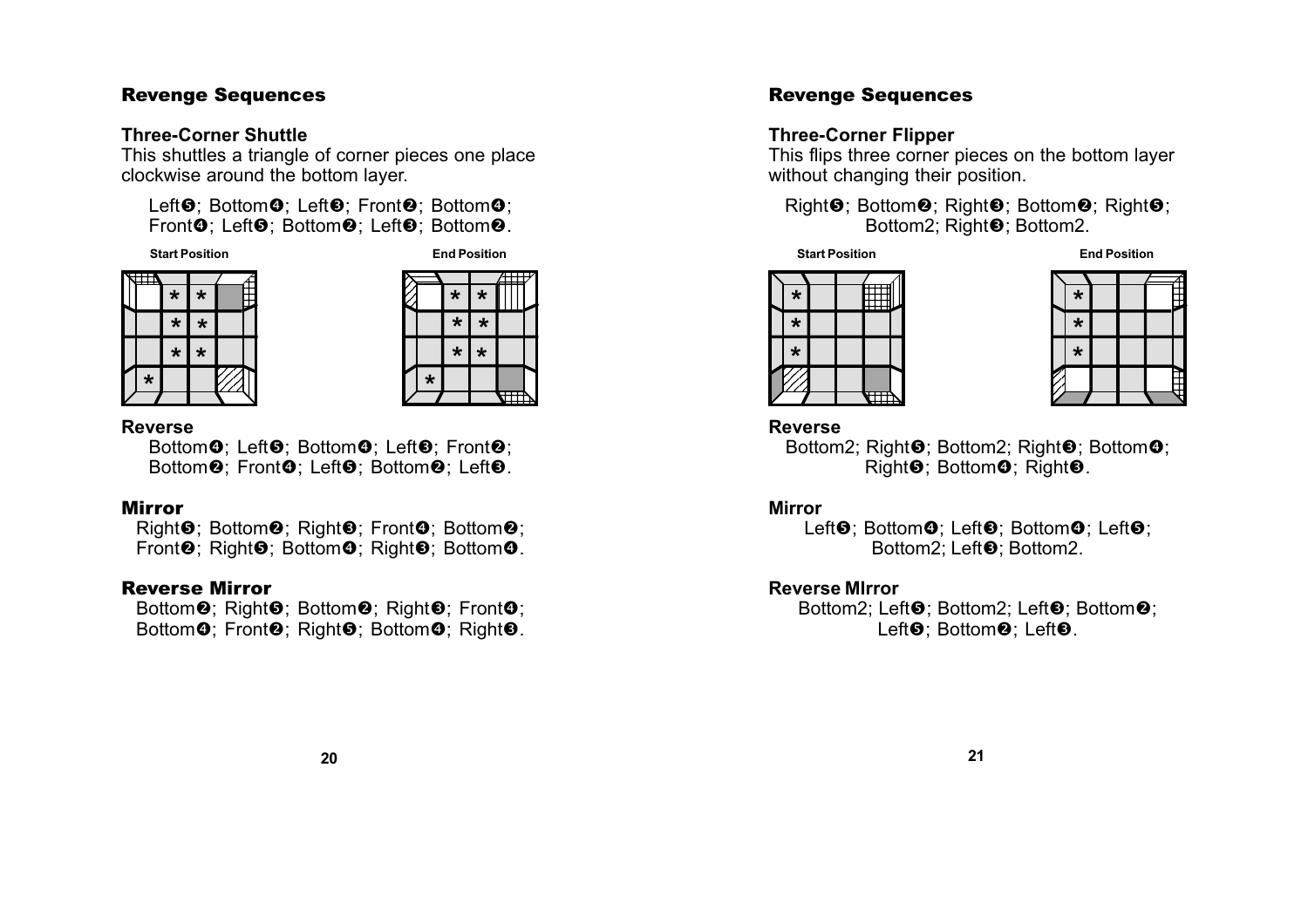## Revenge Sequences

### Three-Corner Shuttle

This shuttles a triangle of corner pieces one place clockwise around the bottom layer.

Left❺; Bottom❹; Left❸; Front❷; Bottom❹; Front❹; Left❺; Bottom❷; Left❸; Bottom❷.

Start Position

End Position

#### Reverse

Bottom❹; Left❺; Bottom❹; Left❸; Front❷; Bottom❷; Front❹; Left❺; Bottom❷; Left❸.

#### Mirror

Right❺; Bottom❷; Right❸; Front❹; Bottom❷; Front❷; Right❺; Bottom❹; Right❸; Bottom❹.

#### Reverse Mirror

Bottom❷; Right❺; Bottom❷; Right❸; Front❹; Bottom❹; Front❷; Right❺; Bottom❹; Right❸.

## Revenge Sequences

### Three-Corner Flipper

This flips three corner pieces on the bottom layer without changing their position.

Right❺; Bottom❷; Right❸; Bottom❷; Right❺; Bottom2; Right❸; Bottom2.

Start Position

End Position

#### Reverse

Bottom2; Right❺; Bottom2; Right❸; Bottom❹; Right❺; Bottom❹; Right❸.

#### Mirror

Left❺; Bottom❹; Left❸; Bottom❹; Left❺; Bottom2; Left❸; Bottom2.

#### Reverse MIrror

Bottom2; Left❺; Bottom2; Left❸; Bottom❷; Left❺; Bottom❷; Left❸.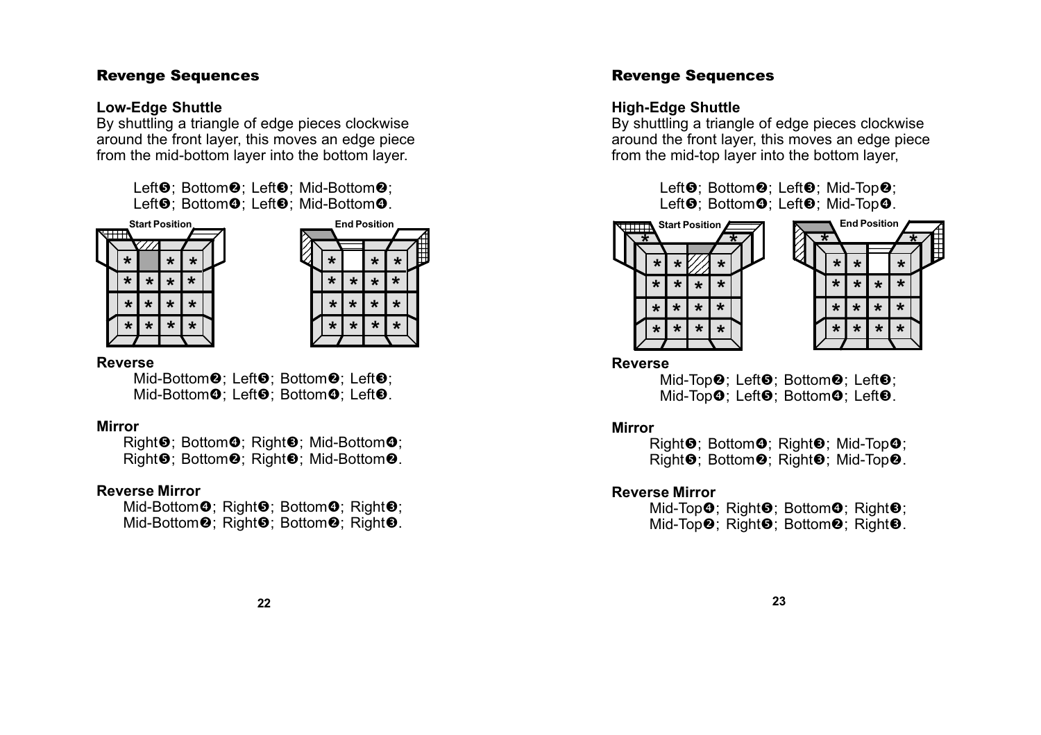## Revenge Sequences

### Low-Edge Shuttle

By shuttling a triangle of edge pieces clockwise around the front layer, this moves an edge piece from the mid-bottom layer into the bottom layer.

Left❺; Bottom❷; Left❸; Mid-Bottom❷;
Left❺; Bottom❹; Left❸; Mid-Bottom❹.

Start Position

End Position

**Reverse**

Mid-Bottom❷; Left❺; Bottom❷; Left❸;
Mid-Bottom❹; Left❺; Bottom❹; Left❸.

**Mirror**

Right❺; Bottom❹; Right❸; Mid-Bottom❹;
Right❺; Bottom❷; Right❸; Mid-Bottom❷.

**Reverse Mirror**

Mid-Bottom❹; Right❺; Bottom❹; Right❸;
Mid-Bottom❷; Right❺; Bottom❷; Right❸.

## Revenge Sequences

### High-Edge Shuttle

By shuttling a triangle of edge pieces clockwise around the front layer, this moves an edge piece from the mid-top layer into the bottom layer,

Left❺; Bottom❷; Left❸; Mid-Top❷;
Left❺; Bottom❹; Left❸; Mid-Top❹.

Start Position

End Position

**Reverse**

Mid-Top❷; Left❺; Bottom❷; Left❸;
Mid-Top❹; Left❺; Bottom❹; Left❸.

**Mirror**

Right❺; Bottom❹; Right❸; Mid-Top❹;
Right❺; Bottom❷; Right❸; Mid-Top❷.

**Reverse Mirror**

Mid-Top❹; Right❺; Bottom❹; Right❸;
Mid-Top❷; Right❺; Bottom❷; Right❸.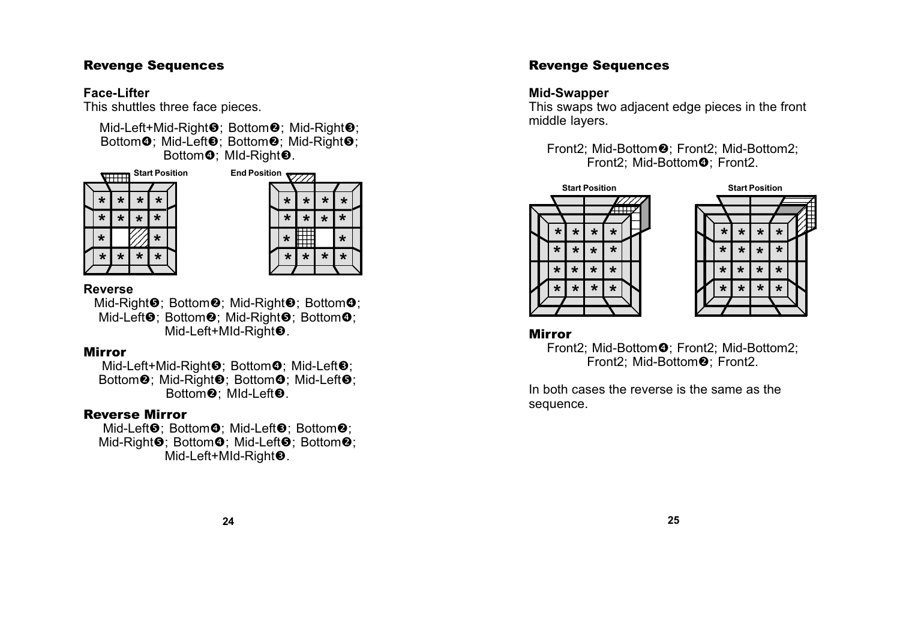## Revenge Sequences

### Face-Lifter

This shuttles three face pieces.

Mid-Left+Mid-Right❺; Bottom❷; Mid-Right❸; Bottom❹; Mid-Left❸; Bottom❷; Mid-Right❺; Bottom❹; MId-Right❸.

Start Position

End Position

### Reverse

Mid-Right❺; Bottom❷; Mid-Right❸; Bottom❹; Mid-Left❺; Bottom❷; Mid-Right❺; Bottom❹; Mid-Left+MId-Right❸.

### Mirror

Mid-Left+Mid-Right❺; Bottom❹; Mid-Left❸; Bottom❷; Mid-Right❸; Bottom❹; Mid-Left❺; Bottom❷; MId-Left❸.

### Reverse Mirror

Mid-Left❺; Bottom❹; Mid-Left❸; Bottom❷; Mid-Right❺; Bottom❹; Mid-Left❺; Bottom❷; Mid-Left+MId-Right❸.

## Revenge Sequences

### Mid-Swapper

This swaps two adjacent edge pieces in the front middle layers.

Front2; Mid-Bottom❷; Front2; Mid-Bottom2; Front2; Mid-Bottom❹; Front2.

Start Position

Start Position

### Mirror

Front2; Mid-Bottom❹; Front2; Mid-Bottom2; Front2; Mid-Bottom❷; Front2.

In both cases the reverse is the same as the sequence.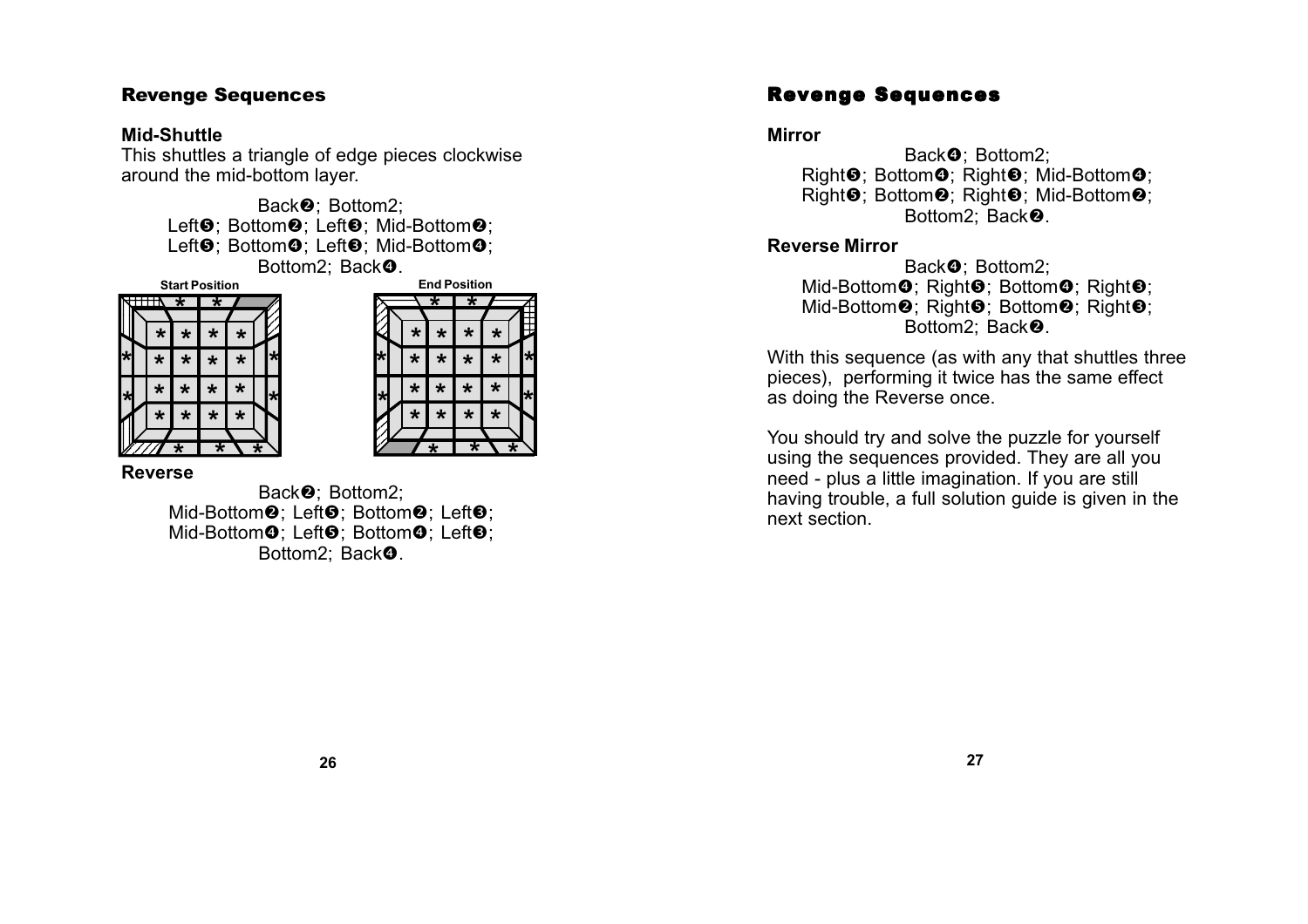## Revenge Sequences

### Mid-Shuttle

This shuttles a triangle of edge pieces clockwise around the mid-bottom layer.

Back❷; Bottom2;
Left❺; Bottom❷; Left❸; Mid-Bottom❷;
Left❺; Bottom❹; Left❸; Mid-Bottom❹;
Bottom2; Back❹.

Start Position

End Position

### Reverse

Back❷; Bottom2;
Mid-Bottom❷; Left❺; Bottom❷; Left❸;
Mid-Bottom❹; Left❺; Bottom❹; Left❸;
Bottom2; Back❹.

## Revenge Sequences

### Mirror

Back❹; Bottom2;
Right❺; Bottom❹; Right❸; Mid-Bottom❹;
Right❺; Bottom❷; Right❸; Mid-Bottom❷;
Bottom2; Back❷.

### Reverse Mirror

Back❹; Bottom2;
Mid-Bottom❹; Right❺; Bottom❹; Right❸;
Mid-Bottom❷; Right❺; Bottom❷; Right❸;
Bottom2; Back❷.

With this sequence (as with any that shuttles three pieces), performing it twice has the same effect as doing the Reverse once.

You should try and solve the puzzle for yourself using the sequences provided. They are all you need - plus a little imagination. If you are still having trouble, a full solution guide is given in the next section.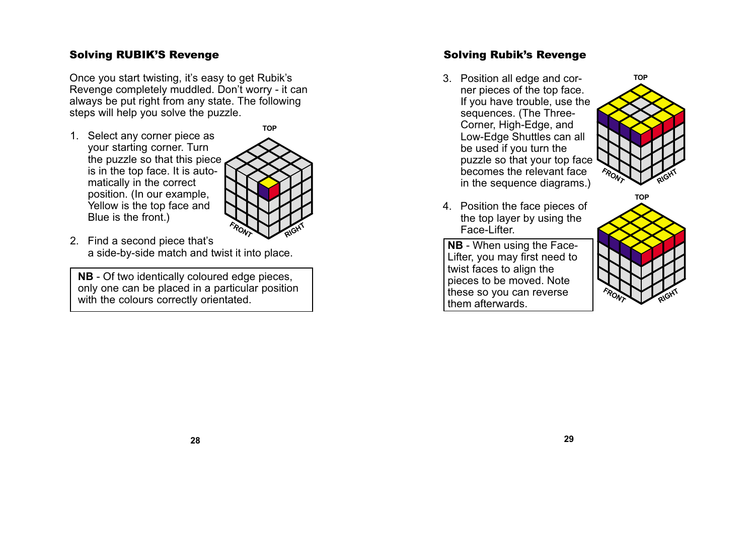## Solving RUBIK'S Revenge

Once you start twisting, it's easy to get Rubik's Revenge completely muddled. Don't worry - it can always be put right from any state. The following steps will help you solve the puzzle.

1. Select any corner piece as your starting corner. Turn the puzzle so that this piece is in the top face. It is automatically in the correct position. (In our example, Yellow is the top face and Blue is the front.)
2. Find a second piece that's a side-by-side match and twist it into place.

> **NB** - Of two identically coloured edge pieces, only one can be placed in a particular position with the colours correctly orientated.

## Solving Rubik's Revenge

3. Position all edge and corner pieces of the top face. If you have trouble, use the sequences. (The Three-Corner, High-Edge, and Low-Edge Shuttles can all be used if you turn the puzzle so that your top face becomes the relevant face in the sequence diagrams.)
4. Position the face pieces of the top layer by using the Face-Lifter.

> **NB** - When using the Face-Lifter, you may first need to twist faces to align the pieces to be moved. Note these so you can reverse them afterwards.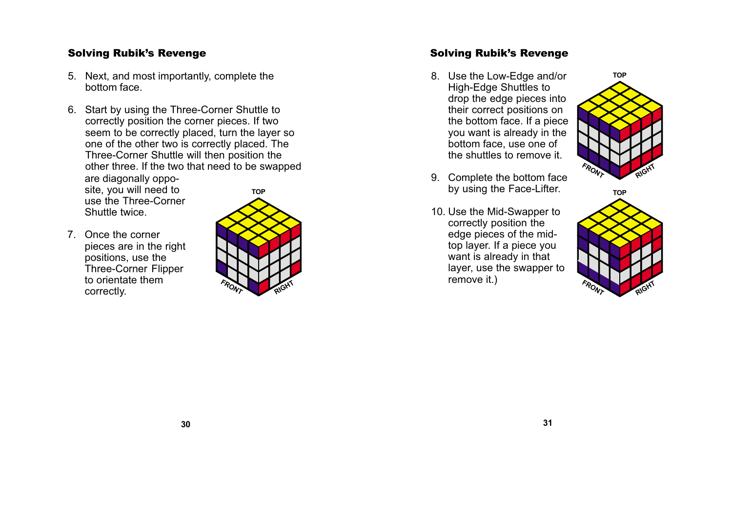## Solving Rubik's Revenge

5. Next, and most importantly, complete the bottom face.

6. Start by using the Three-Corner Shuttle to correctly position the corner pieces. If two seem to be correctly placed, turn the layer so one of the other two is correctly placed. The Three-Corner Shuttle will then position the other three. If the two that need to be swapped are diagonally opposite, you will need to use the Three-Corner Shuttle twice.

7. Once the corner pieces are in the right positions, use the Three-Corner Flipper to orientate them correctly.

## Solving Rubik's Revenge

8. Use the Low-Edge and/or High-Edge Shuttles to drop the edge pieces into their correct positions on the bottom face. If a piece you want is already in the bottom face, use one of the shuttles to remove it.

9. Complete the bottom face by using the Face-Lifter.

10. Use the Mid-Swapper to correctly position the edge pieces of the mid-top layer. If a piece you want is already in that layer, use the swapper to remove it.)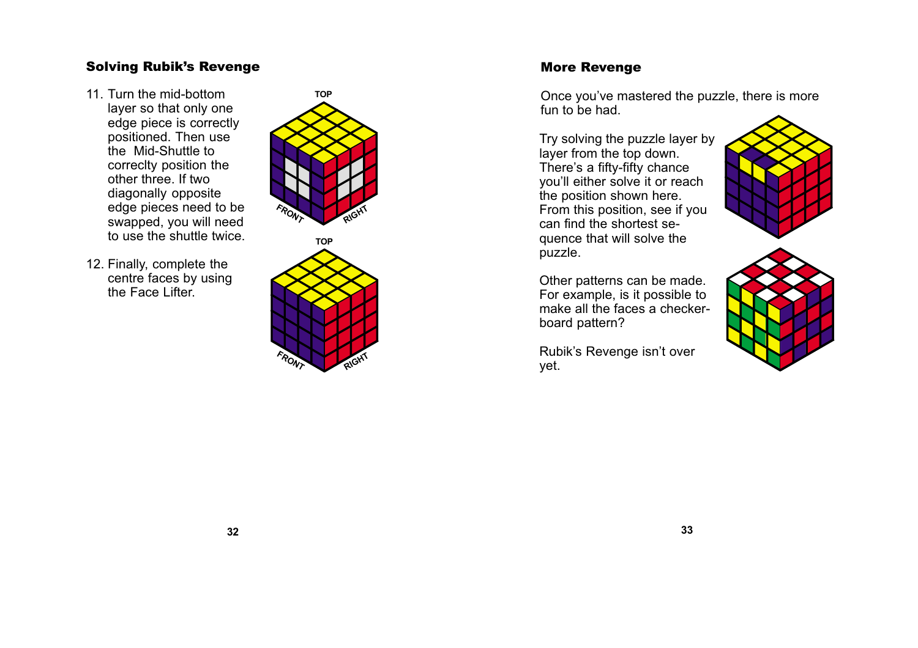## Solving Rubik's Revenge

11. Turn the mid-bottom layer so that only one edge piece is correctly positioned. Then use the Mid-Shuttle to correclty position the other three. If two diagonally opposite edge pieces need to be swapped, you will need to use the shuttle twice.

TOP

FRONT

RIGHT

12. Finally, complete the centre faces by using the Face Lifter.

TOP

FRONT

RIGHT

## More Revenge

Once you've mastered the puzzle, there is more fun to be had.

Try solving the puzzle layer by layer from the top down. There's a fifty-fifty chance you'll either solve it or reach the position shown here. From this position, see if you can find the shortest sequence that will solve the puzzle.

Other patterns can be made. For example, is it possible to make all the faces a checkerboard pattern?

Rubik's Revenge isn't over yet.